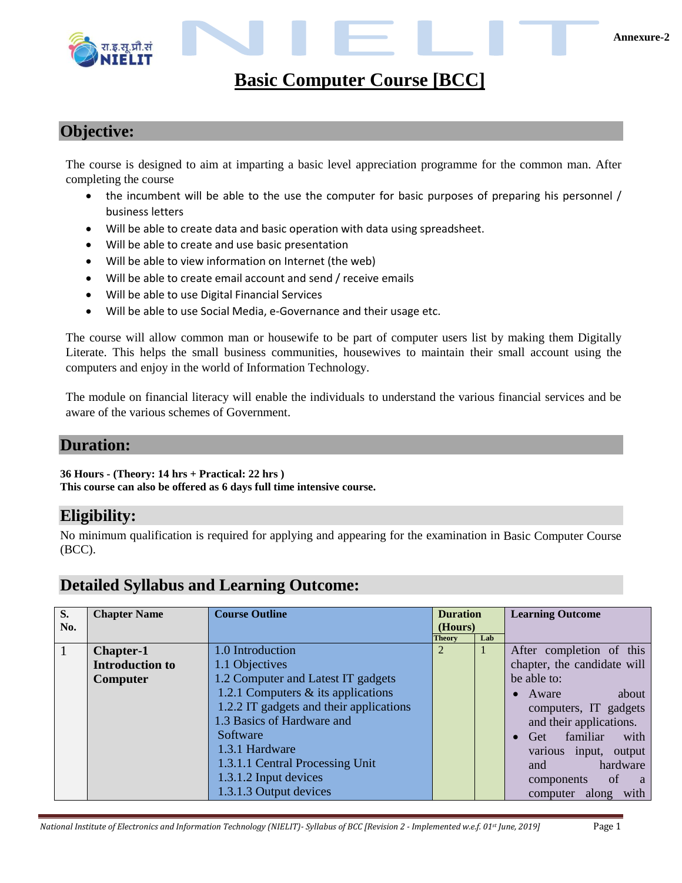Annexure-2

# Basic Computer Course [BCC]

## Objective:

The course is designed to aim at imparting a basic level appreciation programme for the common man. After completing the course

- the incumbent will be able to the use the computer for basic purposes of preparing his personnel / business letters
- Will be able to create data and basic operation with data using spreadsheet.
- Will be able to create and use basic presentation
- Will be able to view information on Internet (the web)
- Will be able to create email account and send / receive emails
- Will be able to use Digital Financial Services
- Will be able to use Social Media, e-Governance and their usage etc.

The course will allow common man or housewife to be part of computer users list by making them Digitally Literate. This helps the small business communities, housewives to maintain their small account using the computers and enjoy in the world of Information Technology.

The module on financial literacy will enable the individuals to understand the various financial services and be aware of the various schemes of Government.

## Duration:

**36 Hours - (Theory: 14 hrs + Practical: 22 hrs )**
**This course can also be offered as 6 days full time intensive course.**

## Eligibility:

No minimum qualification is required for applying and appearing for the examination in Basic Computer Course (BCC).

## Detailed Syllabus and Learning Outcome:

| S. No. | Chapter Name | Course Outline | Duration (Hours) | | Learning Outcome |
|---|---|---|---|---|---|
| | | | Theory | Lab | |
| 1 | **Chapter-1 Introduction to Computer** | 1.0 Introduction<br>1.1 Objectives<br>1.2 Computer and Latest IT gadgets<br>1.2.1 Computers & its applications<br>1.2.2 IT gadgets and their applications<br>1.3 Basics of Hardware and Software<br>1.3.1 Hardware<br>1.3.1.1 Central Processing Unit<br>1.3.1.2 Input devices<br>1.3.1.3 Output devices | 2 | 1 | After completion of this chapter, the candidate will be able to:<br>• Aware about computers, IT gadgets and their applications.<br>• Get familiar with various input, output and hardware components of a computer along with |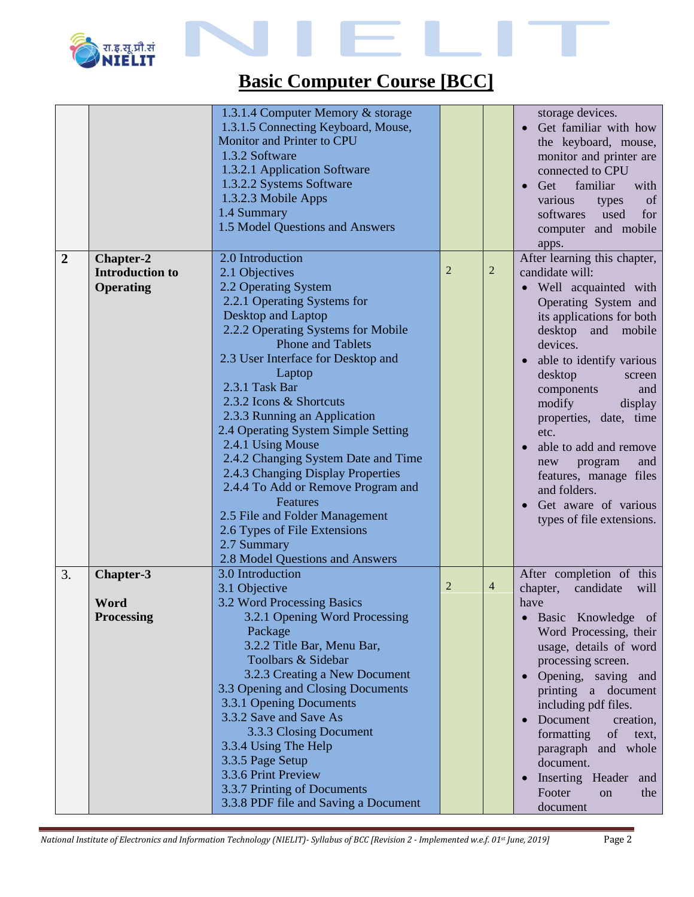# Basic Computer Course [BCC]

| | | | | | |
|---|---|---|---|---|---|
| | | 1.3.1.4 Computer Memory & storage<br>1.3.1.5 Connecting Keyboard, Mouse, Monitor and Printer to CPU<br>1.3.2 Software<br>1.3.2.1 Application Software<br>1.3.2.2 Systems Software<br>1.3.2.3 Mobile Apps<br>1.4 Summary<br>1.5 Model Questions and Answers | | | storage devices.<br>• Get familiar with how the keyboard, mouse, monitor and printer are connected to CPU<br>• Get familiar with various types of softwares used for computer and mobile apps. |
| **2** | **Chapter-2 Introduction to Operating** | 2.0 Introduction<br>2.1 Objectives<br>2.2 Operating System<br>2.2.1 Operating Systems for Desktop and Laptop<br>2.2.2 Operating Systems for Mobile Phone and Tablets<br>2.3 User Interface for Desktop and Laptop<br>2.3.1 Task Bar<br>2.3.2 Icons & Shortcuts<br>2.3.3 Running an Application<br>2.4 Operating System Simple Setting<br>2.4.1 Using Mouse<br>2.4.2 Changing System Date and Time<br>2.4.3 Changing Display Properties<br>2.4.4 To Add or Remove Program and Features<br>2.5 File and Folder Management<br>2.6 Types of File Extensions<br>2.7 Summary<br>2.8 Model Questions and Answers | 2 | 2 | After learning this chapter, candidate will:<br>• Well acquainted with Operating System and its applications for both desktop and mobile devices.<br>• able to identify various desktop screen components and modify display properties, date, time etc.<br>• able to add and remove new program and features, manage files and folders.<br>• Get aware of various types of file extensions. |
| 3. | **Chapter-3**<br><br>**Word Processing** | 3.0 Introduction<br>3.1 Objective<br>3.2 Word Processing Basics<br>3.2.1 Opening Word Processing Package<br>3.2.2 Title Bar, Menu Bar, Toolbars & Sidebar<br>3.2.3 Creating a New Document<br>3.3 Opening and Closing Documents<br>3.3.1 Opening Documents<br>3.3.2 Save and Save As<br>3.3.3 Closing Document<br>3.3.4 Using The Help<br>3.3.5 Page Setup<br>3.3.6 Print Preview<br>3.3.7 Printing of Documents<br>3.3.8 PDF file and Saving a Document | 2 | 4 | After completion of this chapter, candidate will have<br>• Basic Knowledge of Word Processing, their usage, details of word processing screen.<br>• Opening, saving and printing a document including pdf files.<br>• Document creation, formatting of text, paragraph and whole document.<br>• Inserting Header and Footer on the document |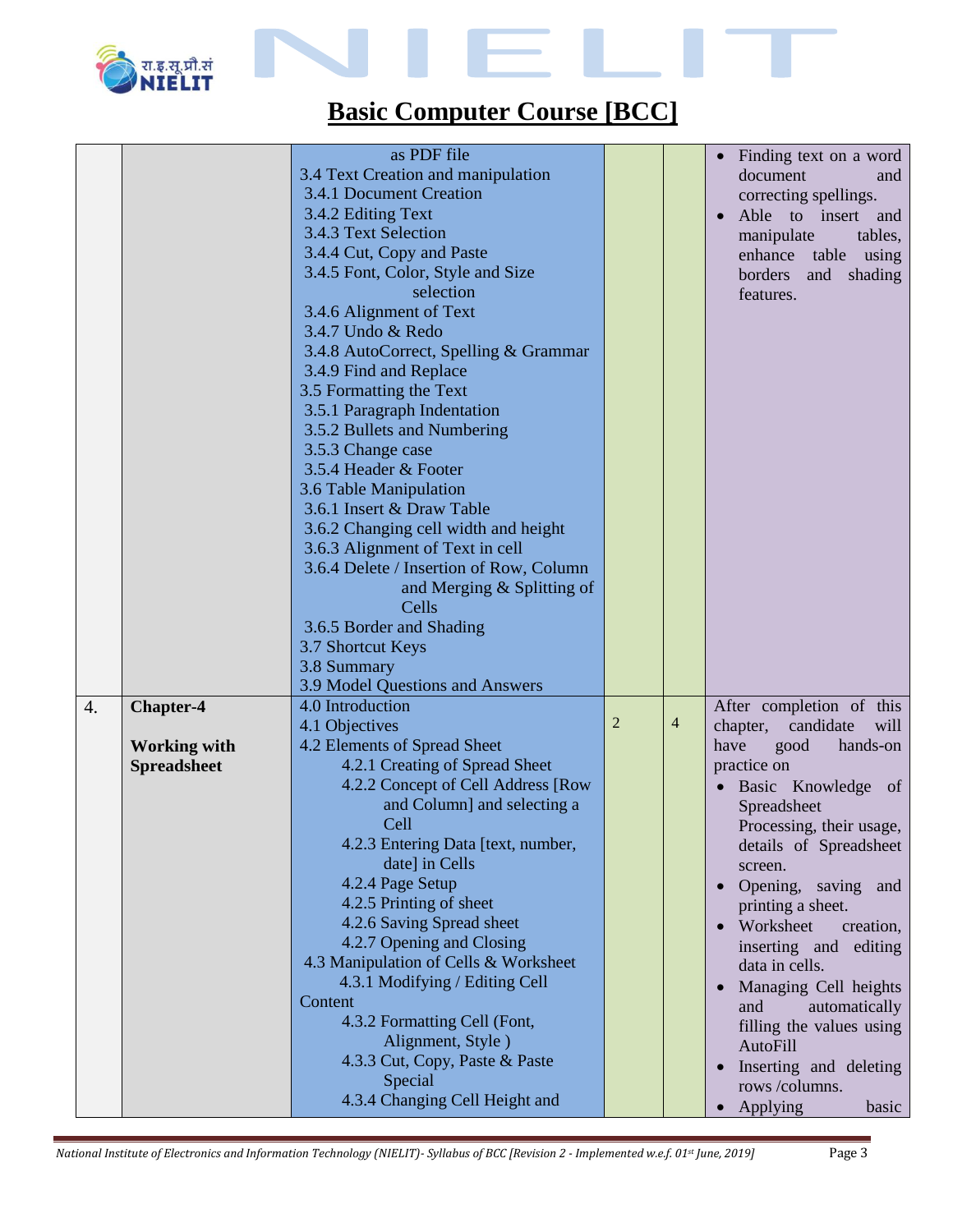# Basic Computer Course [BCC]

| | | | | | |
|---|---|---|---|---|---|
| | | as PDF file<br>3.4 Text Creation and manipulation<br>3.4.1 Document Creation<br>3.4.2 Editing Text<br>3.4.3 Text Selection<br>3.4.4 Cut, Copy and Paste<br>3.4.5 Font, Color, Style and Size selection<br>3.4.6 Alignment of Text<br>3.4.7 Undo & Redo<br>3.4.8 AutoCorrect, Spelling & Grammar<br>3.4.9 Find and Replace<br>3.5 Formatting the Text<br>3.5.1 Paragraph Indentation<br>3.5.2 Bullets and Numbering<br>3.5.3 Change case<br>3.5.4 Header & Footer<br>3.6 Table Manipulation<br>3.6.1 Insert & Draw Table<br>3.6.2 Changing cell width and height<br>3.6.3 Alignment of Text in cell<br>3.6.4 Delete / Insertion of Row, Column and Merging & Splitting of Cells<br>3.6.5 Border and Shading<br>3.7 Shortcut Keys<br>3.8 Summary<br>3.9 Model Questions and Answers | | | • Finding text on a word document and correcting spellings.<br>• Able to insert and manipulate tables, enhance table using borders and shading features. |
| 4. | **Chapter-4**<br><br>**Working with Spreadsheet** | 4.0 Introduction<br>4.1 Objectives<br>4.2 Elements of Spread Sheet<br>4.2.1 Creating of Spread Sheet<br>4.2.2 Concept of Cell Address [Row and Column] and selecting a Cell<br>4.2.3 Entering Data [text, number, date] in Cells<br>4.2.4 Page Setup<br>4.2.5 Printing of sheet<br>4.2.6 Saving Spread sheet<br>4.2.7 Opening and Closing<br>4.3 Manipulation of Cells & Worksheet<br>4.3.1 Modifying / Editing Cell Content<br>4.3.2 Formatting Cell (Font, Alignment, Style )<br>4.3.3 Cut, Copy, Paste & Paste Special<br>4.3.4 Changing Cell Height and | 2 | 4 | After completion of this chapter, candidate will have good hands-on practice on<br>• Basic Knowledge of Spreadsheet Processing, their usage, details of Spreadsheet screen.<br>• Opening, saving and printing a sheet.<br>• Worksheet creation, inserting and editing data in cells.<br>• Managing Cell heights and automatically filling the values using AutoFill<br>• Inserting and deleting rows /columns.<br>• Applying basic |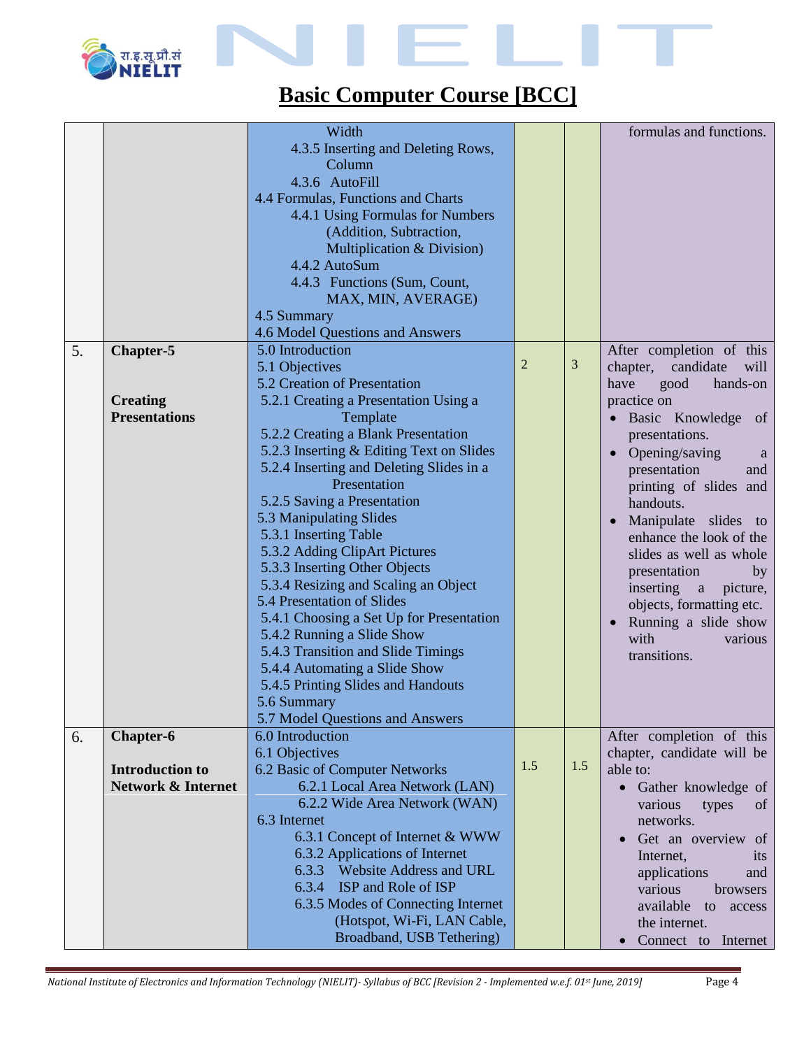# Basic Computer Course [BCC]

| | | | | | |
|---|---|---|---|---|---|
| | | Width<br>4.3.5 Inserting and Deleting Rows, Column<br>4.3.6 AutoFill<br>4.4 Formulas, Functions and Charts<br>4.4.1 Using Formulas for Numbers (Addition, Subtraction, Multiplication & Division)<br>4.4.2 AutoSum<br>4.4.3 Functions (Sum, Count, MAX, MIN, AVERAGE)<br>4.5 Summary<br>4.6 Model Questions and Answers | | | formulas and functions. |
| 5. | **Chapter-5**<br><br>**Creating Presentations** | 5.0 Introduction<br>5.1 Objectives<br>5.2 Creation of Presentation<br>5.2.1 Creating a Presentation Using a Template<br>5.2.2 Creating a Blank Presentation<br>5.2.3 Inserting & Editing Text on Slides<br>5.2.4 Inserting and Deleting Slides in a Presentation<br>5.2.5 Saving a Presentation<br>5.3 Manipulating Slides<br>5.3.1 Inserting Table<br>5.3.2 Adding ClipArt Pictures<br>5.3.3 Inserting Other Objects<br>5.3.4 Resizing and Scaling an Object<br>5.4 Presentation of Slides<br>5.4.1 Choosing a Set Up for Presentation<br>5.4.2 Running a Slide Show<br>5.4.3 Transition and Slide Timings<br>5.4.4 Automating a Slide Show<br>5.4.5 Printing Slides and Handouts<br>5.6 Summary<br>5.7 Model Questions and Answers | 2 | 3 | After completion of this chapter, candidate will have good hands-on practice on<br>• Basic Knowledge of presentations.<br>• Opening/saving a presentation and printing of slides and handouts.<br>• Manipulate slides to enhance the look of the slides as well as whole presentation by inserting a picture, objects, formatting etc.<br>• Running a slide show with various transitions. |
| 6. | **Chapter-6**<br><br>**Introduction to Network & Internet** | 6.0 Introduction<br>6.1 Objectives<br>6.2 Basic of Computer Networks<br>6.2.1 Local Area Network (LAN)<br>6.2.2 Wide Area Network (WAN)<br>6.3 Internet<br>6.3.1 Concept of Internet & WWW<br>6.3.2 Applications of Internet<br>6.3.3 Website Address and URL<br>6.3.4 ISP and Role of ISP<br>6.3.5 Modes of Connecting Internet (Hotspot, Wi-Fi, LAN Cable, Broadband, USB Tethering) | 1.5 | 1.5 | After completion of this chapter, candidate will be able to:<br>• Gather knowledge of various types of networks.<br>• Get an overview of Internet, its applications and various browsers available to access the internet.<br>• Connect to Internet |

*National Institute of Electronics and Information Technology (NIELIT)- Syllabus of BCC [Revision 2 - Implemented w.e.f. 01st June, 2019]*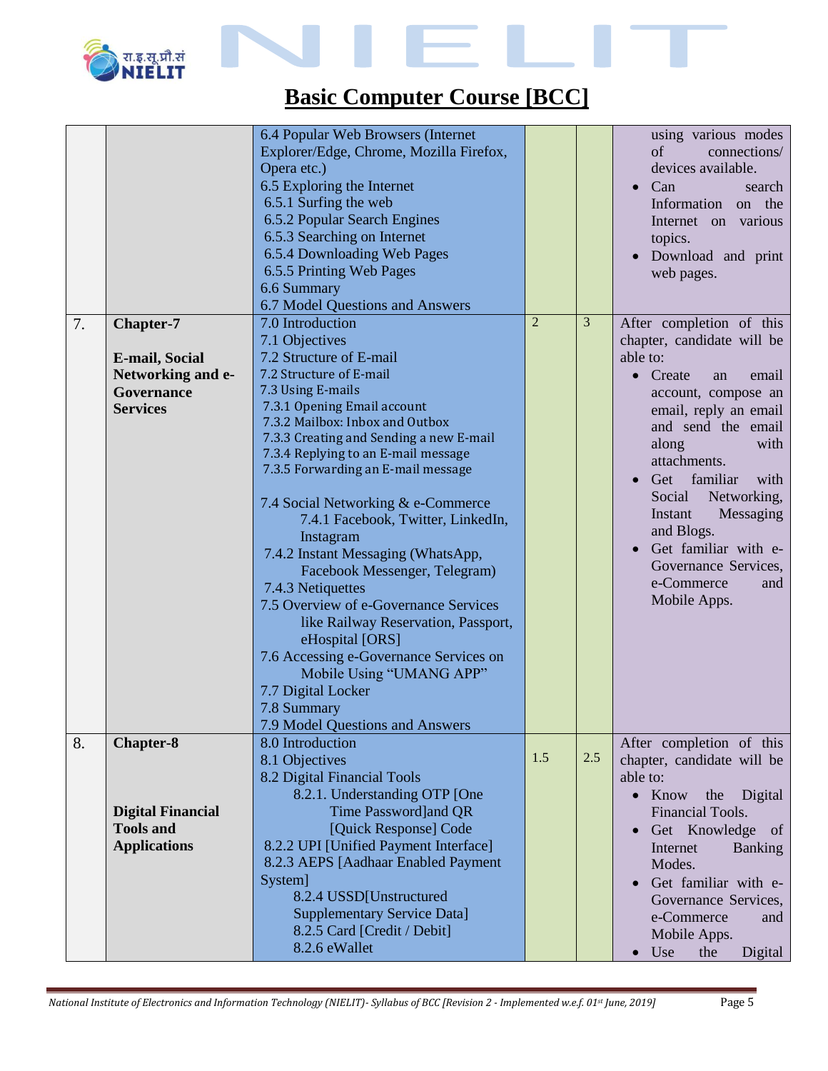# Basic Computer Course [BCC]

| | | | | | |
|---|---|---|---|---|---|
| | | 6.4 Popular Web Browsers (Internet Explorer/Edge, Chrome, Mozilla Firefox, Opera etc.)<br>6.5 Exploring the Internet<br>6.5.1 Surfing the web<br>6.5.2 Popular Search Engines<br>6.5.3 Searching on Internet<br>6.5.4 Downloading Web Pages<br>6.5.5 Printing Web Pages<br>6.6 Summary<br>6.7 Model Questions and Answers | | | using various modes of connections/ devices available.<br>• Can search Information on the Internet on various topics.<br>• Download and print web pages. |
| 7. | **Chapter-7**<br><br>**E-mail, Social Networking and e-Governance Services** | 7.0 Introduction<br>7.1 Objectives<br>7.2 Structure of E-mail<br>7.2 Structure of E-mail<br>7.3 Using E-mails<br>7.3.1 Opening Email account<br>7.3.2 Mailbox: Inbox and Outbox<br>7.3.3 Creating and Sending a new E-mail<br>7.3.4 Replying to an E-mail message<br>7.3.5 Forwarding an E-mail message<br><br>7.4 Social Networking & e-Commerce<br>7.4.1 Facebook, Twitter, LinkedIn, Instagram<br>7.4.2 Instant Messaging (WhatsApp, Facebook Messenger, Telegram)<br>7.4.3 Netiquettes<br>7.5 Overview of e-Governance Services like Railway Reservation, Passport, eHospital [ORS]<br>7.6 Accessing e-Governance Services on Mobile Using "UMANG APP"<br>7.7 Digital Locker<br>7.8 Summary<br>7.9 Model Questions and Answers | 2 | 3 | After completion of this chapter, candidate will be able to:<br>• Create an email account, compose an email, reply an email and send the email along with attachments.<br>• Get familiar with Social Networking, Instant Messaging and Blogs.<br>• Get familiar with e-Governance Services, e-Commerce and Mobile Apps. |
| 8. | **Chapter-8**<br><br>**Digital Financial Tools and Applications** | 8.0 Introduction<br>8.1 Objectives<br>8.2 Digital Financial Tools<br>8.2.1. Understanding OTP [One Time Password]and QR [Quick Response] Code<br>8.2.2 UPI [Unified Payment Interface]<br>8.2.3 AEPS [Aadhaar Enabled Payment System]<br>8.2.4 USSD[Unstructured Supplementary Service Data]<br>8.2.5 Card [Credit / Debit]<br>8.2.6 eWallet | 1.5 | 2.5 | After completion of this chapter, candidate will be able to:<br>• Know the Digital Financial Tools.<br>• Get Knowledge of Internet Banking Modes.<br>• Get familiar with e-Governance Services, e-Commerce and Mobile Apps.<br>• Use the Digital |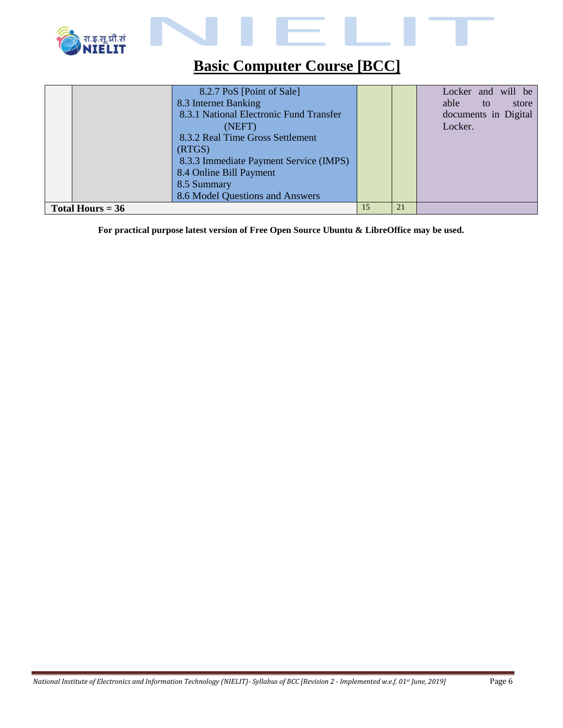# Basic Computer Course [BCC]

| | | | | | |
|---|---|---|---|---|---|
| | | 8.2.7 PoS [Point of Sale]<br>8.3 Internet Banking<br>8.3.1 National Electronic Fund Transfer (NEFT)<br>8.3.2 Real Time Gross Settlement (RTGS)<br>8.3.3 Immediate Payment Service (IMPS)<br>8.4 Online Bill Payment<br>8.5 Summary<br>8.6 Model Questions and Answers | | | Locker and will be able to store documents in Digital Locker. |
| **Total Hours = 36** | | | 15 | 21 | |

**For practical purpose latest version of Free Open Source Ubuntu & LibreOffice may be used.**